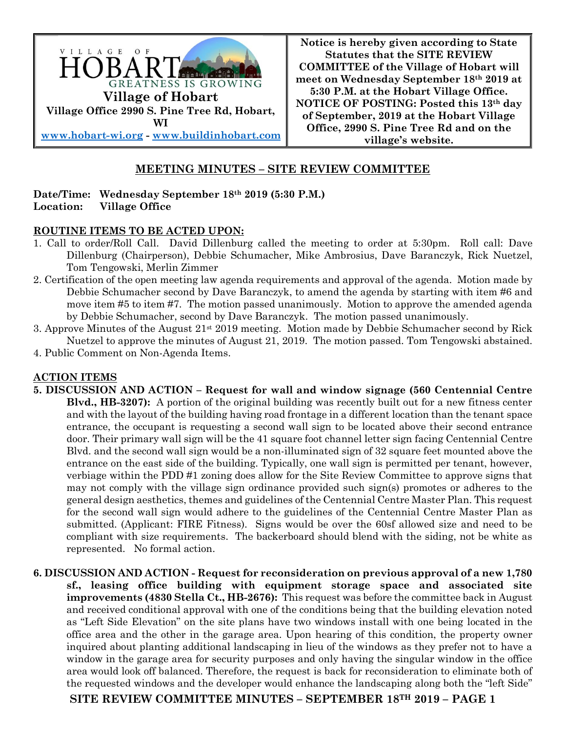VILLAGE OF HOBART
GREATNESS IS GROWING

**Village of Hobart**
**Village Office 2990 S. Pine Tree Rd, Hobart, WI**
**www.hobart-wi.org - www.buildinhobart.com**

**Notice is hereby given according to State Statutes that the SITE REVIEW COMMITTEE of the Village of Hobart will meet on Wednesday September 18th 2019 at 5:30 P.M. at the Hobart Village Office. NOTICE OF POSTING: Posted this 13th day of September, 2019 at the Hobart Village Office, 2990 S. Pine Tree Rd and on the village's website.**

## MEETING MINUTES – SITE REVIEW COMMITTEE

**Date/Time: Wednesday September 18th 2019 (5:30 P.M.)**
**Location: Village Office**

### ROUTINE ITEMS TO BE ACTED UPON:

1. Call to order/Roll Call. David Dillenburg called the meeting to order at 5:30pm. Roll call: Dave Dillenburg (Chairperson), Debbie Schumacher, Mike Ambrosius, Dave Baranczyk, Rick Nuetzel, Tom Tengowski, Merlin Zimmer
2. Certification of the open meeting law agenda requirements and approval of the agenda. Motion made by Debbie Schumacher second by Dave Baranczyk, to amend the agenda by starting with item #6 and move item #5 to item #7. The motion passed unanimously. Motion to approve the amended agenda by Debbie Schumacher, second by Dave Baranczyk. The motion passed unanimously.
3. Approve Minutes of the August 21st 2019 meeting. Motion made by Debbie Schumacher second by Rick Nuetzel to approve the minutes of August 21, 2019. The motion passed. Tom Tengowski abstained.
4. Public Comment on Non-Agenda Items.

### ACTION ITEMS

5. **DISCUSSION AND ACTION – Request for wall and window signage (560 Centennial Centre Blvd., HB-3207):** A portion of the original building was recently built out for a new fitness center and with the layout of the building having road frontage in a different location than the tenant space entrance, the occupant is requesting a second wall sign to be located above their second entrance door. Their primary wall sign will be the 41 square foot channel letter sign facing Centennial Centre Blvd. and the second wall sign would be a non-illuminated sign of 32 square feet mounted above the entrance on the east side of the building. Typically, one wall sign is permitted per tenant, however, verbiage within the PDD #1 zoning does allow for the Site Review Committee to approve signs that may not comply with the village sign ordinance provided such sign(s) promotes or adheres to the general design aesthetics, themes and guidelines of the Centennial Centre Master Plan. This request for the second wall sign would adhere to the guidelines of the Centennial Centre Master Plan as submitted. (Applicant: FIRE Fitness). Signs would be over the 60sf allowed size and need to be compliant with size requirements. The backerboard should blend with the siding, not be white as represented. No formal action.

6. **DISCUSSION AND ACTION - Request for reconsideration on previous approval of a new 1,780 sf., leasing office building with equipment storage space and associated site improvements (4830 Stella Ct., HB-2676):** This request was before the committee back in August and received conditional approval with one of the conditions being that the building elevation noted as "Left Side Elevation" on the site plans have two windows install with one being located in the office area and the other in the garage area. Upon hearing of this condition, the property owner inquired about planting additional landscaping in lieu of the windows as they prefer not to have a window in the garage area for security purposes and only having the singular window in the office area would look off balanced. Therefore, the request is back for reconsideration to eliminate both of the requested windows and the developer would enhance the landscaping along both the "left Side"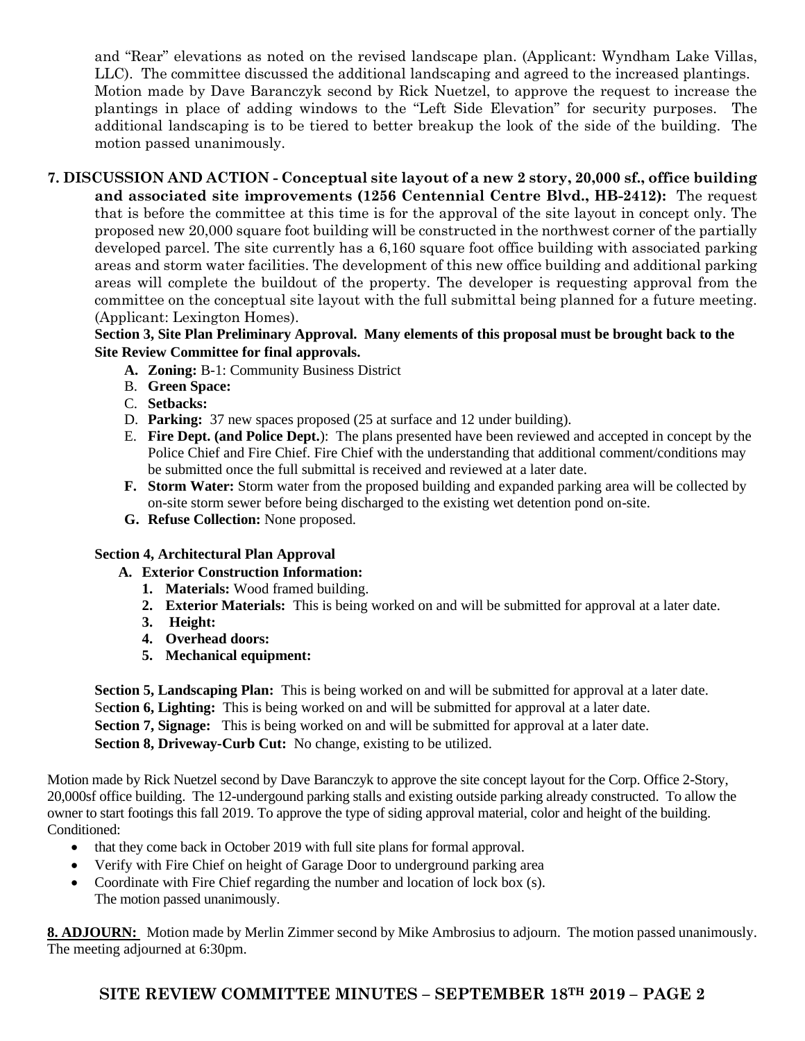and "Rear" elevations as noted on the revised landscape plan. (Applicant: Wyndham Lake Villas, LLC). The committee discussed the additional landscaping and agreed to the increased plantings. Motion made by Dave Baranczyk second by Rick Nuetzel, to approve the request to increase the plantings in place of adding windows to the "Left Side Elevation" for security purposes. The additional landscaping is to be tiered to better breakup the look of the side of the building. The motion passed unanimously.

**7. DISCUSSION AND ACTION - Conceptual site layout of a new 2 story, 20,000 sf., office building and associated site improvements (1256 Centennial Centre Blvd., HB-2412):** The request that is before the committee at this time is for the approval of the site layout in concept only. The proposed new 20,000 square foot building will be constructed in the northwest corner of the partially developed parcel. The site currently has a 6,160 square foot office building with associated parking areas and storm water facilities. The development of this new office building and additional parking areas will complete the buildout of the property. The developer is requesting approval from the committee on the conceptual site layout with the full submittal being planned for a future meeting. (Applicant: Lexington Homes).

**Section 3, Site Plan Preliminary Approval. Many elements of this proposal must be brought back to the Site Review Committee for final approvals.**

- **A. Zoning:** B-1: Community Business District
- B. **Green Space:**
- C. **Setbacks:**
- D. **Parking:** 37 new spaces proposed (25 at surface and 12 under building).
- E. **Fire Dept. (and Police Dept.**): The plans presented have been reviewed and accepted in concept by the Police Chief and Fire Chief. Fire Chief with the understanding that additional comment/conditions may be submitted once the full submittal is received and reviewed at a later date.
- **F. Storm Water:** Storm water from the proposed building and expanded parking area will be collected by on-site storm sewer before being discharged to the existing wet detention pond on-site.
- **G. Refuse Collection:** None proposed.

**Section 4, Architectural Plan Approval**

- **A. Exterior Construction Information:**
  1. **Materials:** Wood framed building.
  2. **Exterior Materials:** This is being worked on and will be submitted for approval at a later date.
  3. **Height:**
  4. **Overhead doors:**
  5. **Mechanical equipment:**

**Section 5, Landscaping Plan:** This is being worked on and will be submitted for approval at a later date.
**Section 6, Lighting:** This is being worked on and will be submitted for approval at a later date.
**Section 7, Signage:** This is being worked on and will be submitted for approval at a later date.
**Section 8, Driveway-Curb Cut:** No change, existing to be utilized.

Motion made by Rick Nuetzel second by Dave Baranczyk to approve the site concept layout for the Corp. Office 2-Story, 20,000sf office building. The 12-undergound parking stalls and existing outside parking already constructed. To allow the owner to start footings this fall 2019. To approve the type of siding approval material, color and height of the building. Conditioned:

- that they come back in October 2019 with full site plans for formal approval.
- Verify with Fire Chief on height of Garage Door to underground parking area
- Coordinate with Fire Chief regarding the number and location of lock box (s).

The motion passed unanimously.

**8. ADJOURN:** Motion made by Merlin Zimmer second by Mike Ambrosius to adjourn. The motion passed unanimously. The meeting adjourned at 6:30pm.